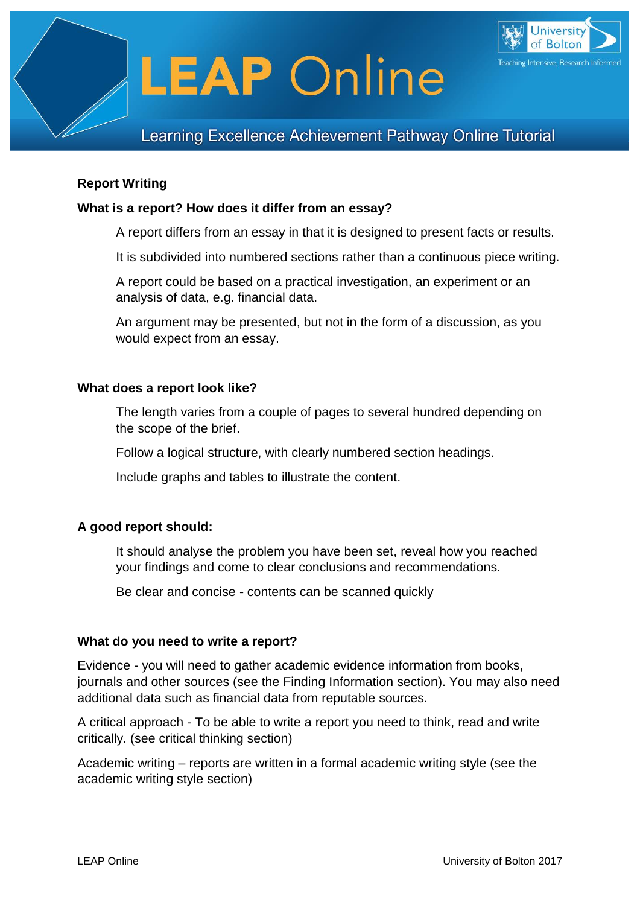# LEAP Online

Learning Excellence Achievement Pathway Online Tutorial

## Report Writing

### What is a report? How does it differ from an essay?

A report differs from an essay in that it is designed to present facts or results.

It is subdivided into numbered sections rather than a continuous piece writing.

A report could be based on a practical investigation, an experiment or an analysis of data, e.g. financial data.

An argument may be presented, but not in the form of a discussion, as you would expect from an essay.

### What does a report look like?

The length varies from a couple of pages to several hundred depending on the scope of the brief.

Follow a logical structure, with clearly numbered section headings.

Include graphs and tables to illustrate the content.

### A good report should:

It should analyse the problem you have been set, reveal how you reached your findings and come to clear conclusions and recommendations.

Be clear and concise - contents can be scanned quickly

### What do you need to write a report?

Evidence - you will need to gather academic evidence information from books, journals and other sources (see the Finding Information section). You may also need additional data such as financial data from reputable sources.

A critical approach - To be able to write a report you need to think, read and write critically. (see critical thinking section)

Academic writing – reports are written in a formal academic writing style (see the academic writing style section)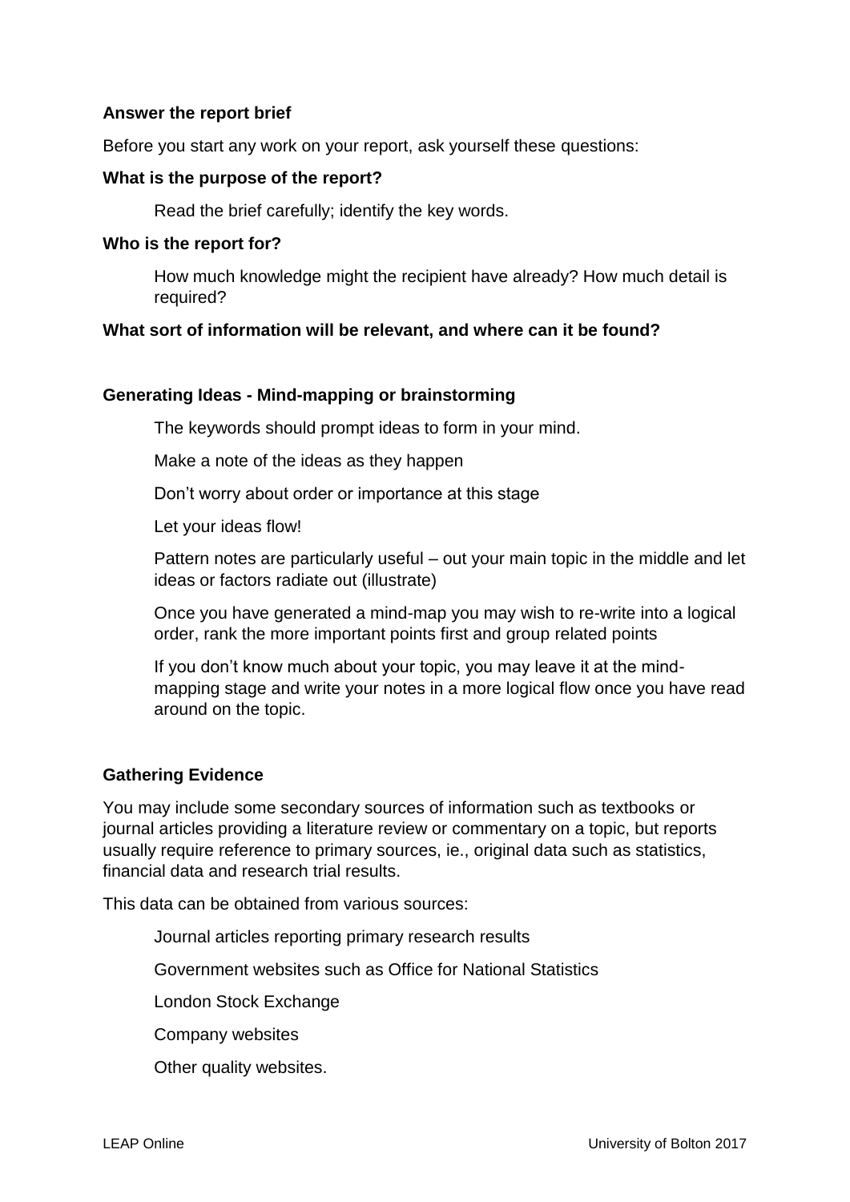**Answer the report brief**

Before you start any work on your report, ask yourself these questions:

**What is the purpose of the report?**

Read the brief carefully; identify the key words.

**Who is the report for?**

How much knowledge might the recipient have already? How much detail is required?

**What sort of information will be relevant, and where can it be found?**

**Generating Ideas - Mind-mapping or brainstorming**

The keywords should prompt ideas to form in your mind.

Make a note of the ideas as they happen

Don't worry about order or importance at this stage

Let your ideas flow!

Pattern notes are particularly useful – out your main topic in the middle and let ideas or factors radiate out (illustrate)

Once you have generated a mind-map you may wish to re-write into a logical order, rank the more important points first and group related points

If you don't know much about your topic, you may leave it at the mind-mapping stage and write your notes in a more logical flow once you have read around on the topic.

**Gathering Evidence**

You may include some secondary sources of information such as textbooks or journal articles providing a literature review or commentary on a topic, but reports usually require reference to primary sources, ie., original data such as statistics, financial data and research trial results.

This data can be obtained from various sources:

Journal articles reporting primary research results

Government websites such as Office for National Statistics

London Stock Exchange

Company websites

Other quality websites.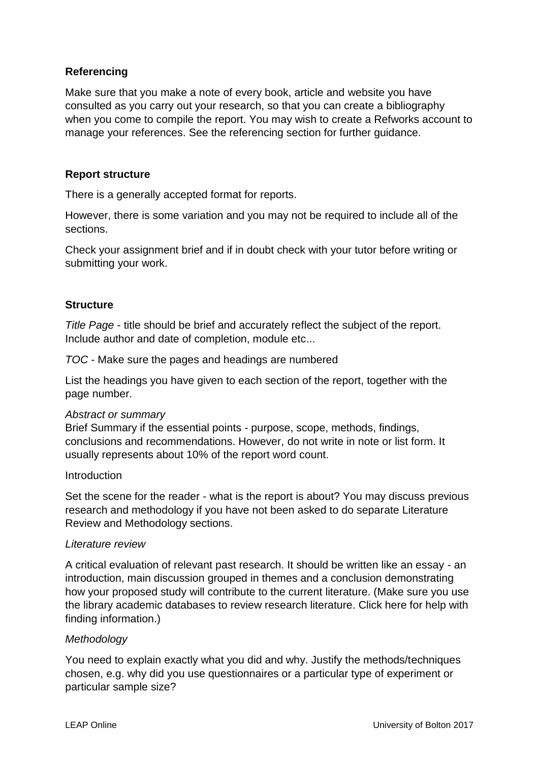**Referencing**

Make sure that you make a note of every book, article and website you have consulted as you carry out your research, so that you can create a bibliography when you come to compile the report. You may wish to create a Refworks account to manage your references. See the referencing section for further guidance.

**Report structure**

There is a generally accepted format for reports.

However, there is some variation and you may not be required to include all of the sections.

Check your assignment brief and if in doubt check with your tutor before writing or submitting your work.

**Structure**

*Title Page* - title should be brief and accurately reflect the subject of the report. Include author and date of completion, module etc...

*TOC* - Make sure the pages and headings are numbered

List the headings you have given to each section of the report, together with the page number.

*Abstract or summary*
Brief Summary if the essential points - purpose, scope, methods, findings, conclusions and recommendations. However, do not write in note or list form. It usually represents about 10% of the report word count.

Introduction

Set the scene for the reader - what is the report is about? You may discuss previous research and methodology if you have not been asked to do separate Literature Review and Methodology sections.

*Literature review*

A critical evaluation of relevant past research. It should be written like an essay - an introduction, main discussion grouped in themes and a conclusion demonstrating how your proposed study will contribute to the current literature. (Make sure you use the library academic databases to review research literature. Click here for help with finding information.)

*Methodology*

You need to explain exactly what you did and why. Justify the methods/techniques chosen, e.g. why did you use questionnaires or a particular type of experiment or particular sample size?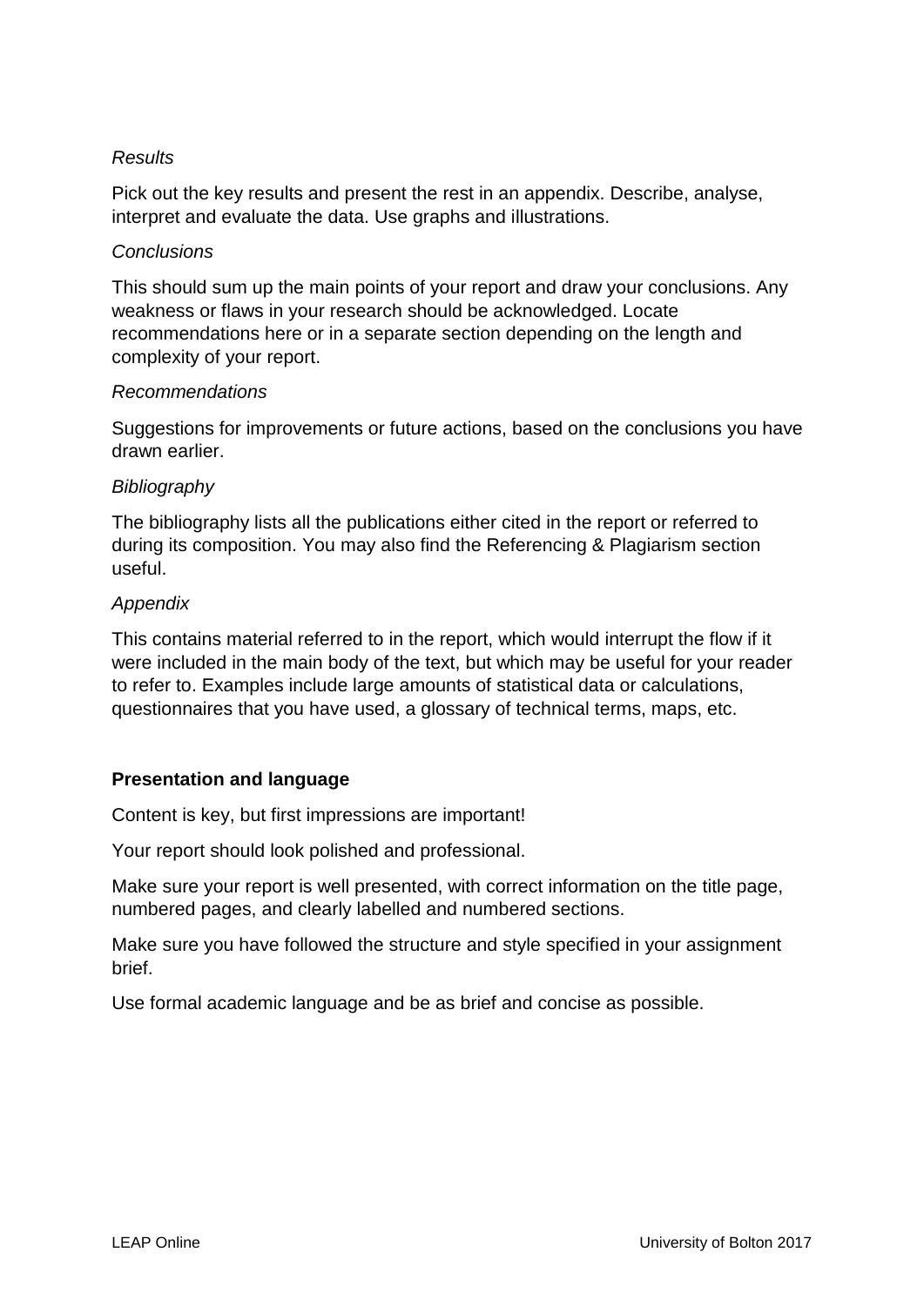*Results*

Pick out the key results and present the rest in an appendix. Describe, analyse, interpret and evaluate the data. Use graphs and illustrations.

*Conclusions*

This should sum up the main points of your report and draw your conclusions. Any weakness or flaws in your research should be acknowledged. Locate recommendations here or in a separate section depending on the length and complexity of your report.

*Recommendations*

Suggestions for improvements or future actions, based on the conclusions you have drawn earlier.

*Bibliography*

The bibliography lists all the publications either cited in the report or referred to during its composition. You may also find the Referencing & Plagiarism section useful.

*Appendix*

This contains material referred to in the report, which would interrupt the flow if it were included in the main body of the text, but which may be useful for your reader to refer to. Examples include large amounts of statistical data or calculations, questionnaires that you have used, a glossary of technical terms, maps, etc.

**Presentation and language**

Content is key, but first impressions are important!

Your report should look polished and professional.

Make sure your report is well presented, with correct information on the title page, numbered pages, and clearly labelled and numbered sections.

Make sure you have followed the structure and style specified in your assignment brief.

Use formal academic language and be as brief and concise as possible.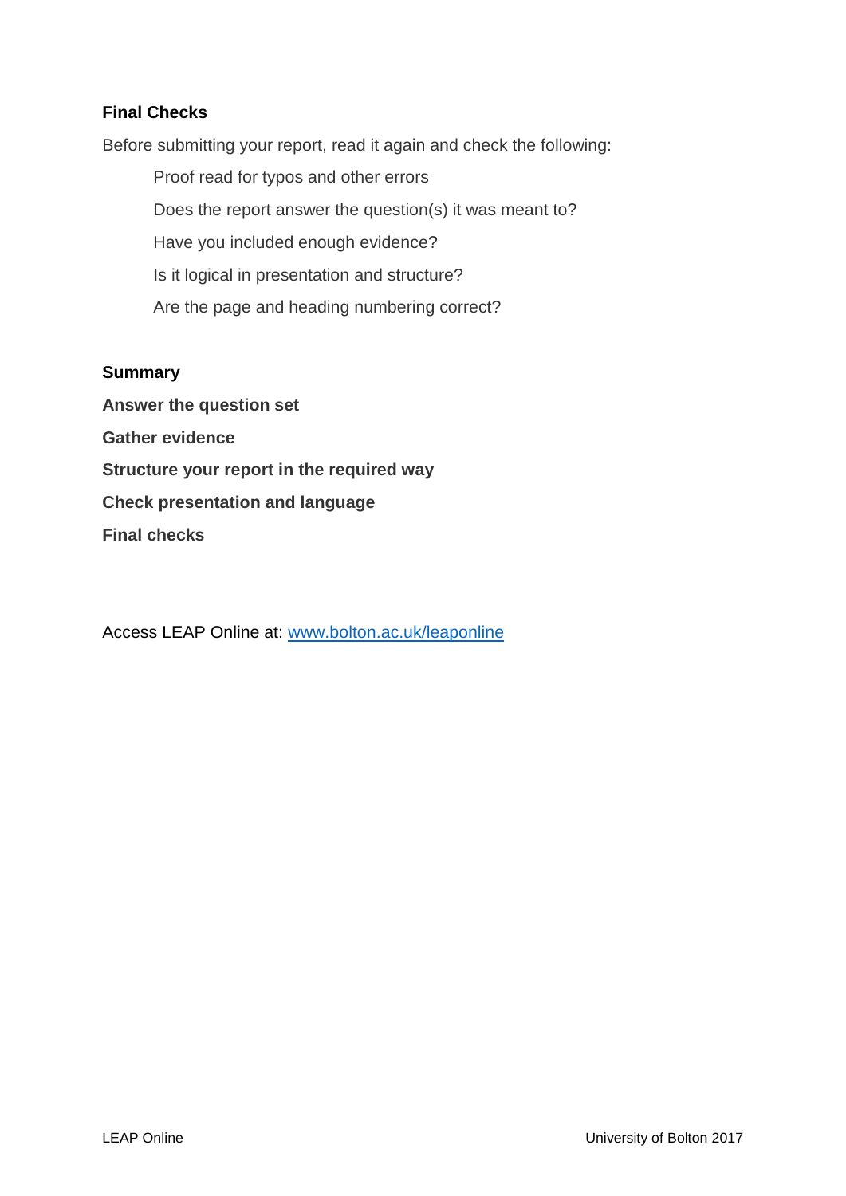**Final Checks**

Before submitting your report, read it again and check the following:

- Proof read for typos and other errors
- Does the report answer the question(s) it was meant to?
- Have you included enough evidence?
- Is it logical in presentation and structure?
- Are the page and heading numbering correct?

**Summary**

**Answer the question set**

**Gather evidence**

**Structure your report in the required way**

**Check presentation and language**

**Final checks**

Access LEAP Online at: [www.bolton.ac.uk/leaponline](http://www.bolton.ac.uk/leaponline)